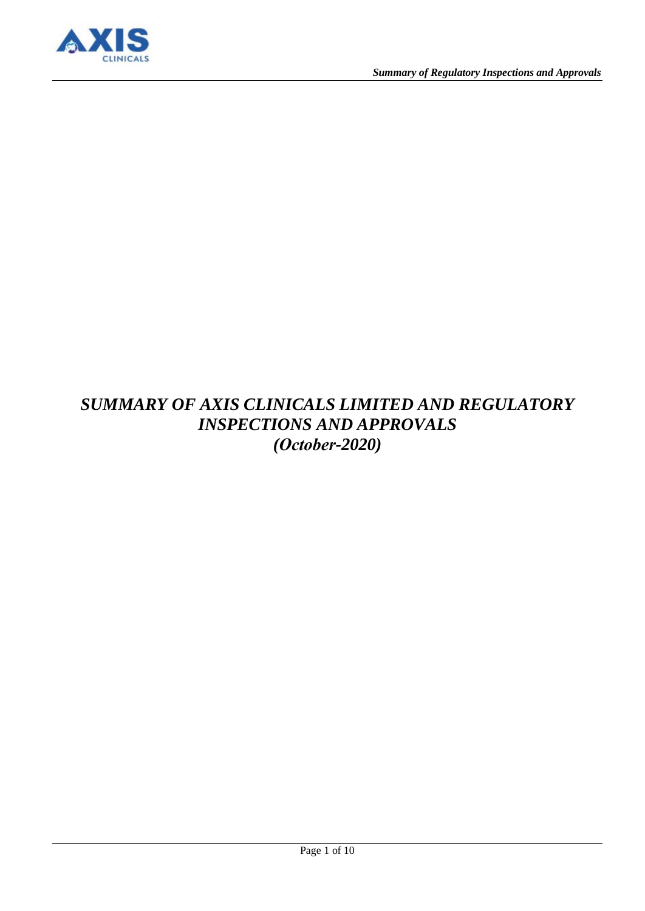# *SUMMARY OF AXIS CLINICALS LIMITED AND REGULATORY INSPECTIONS AND APPROVALS*
## *(October-2020)*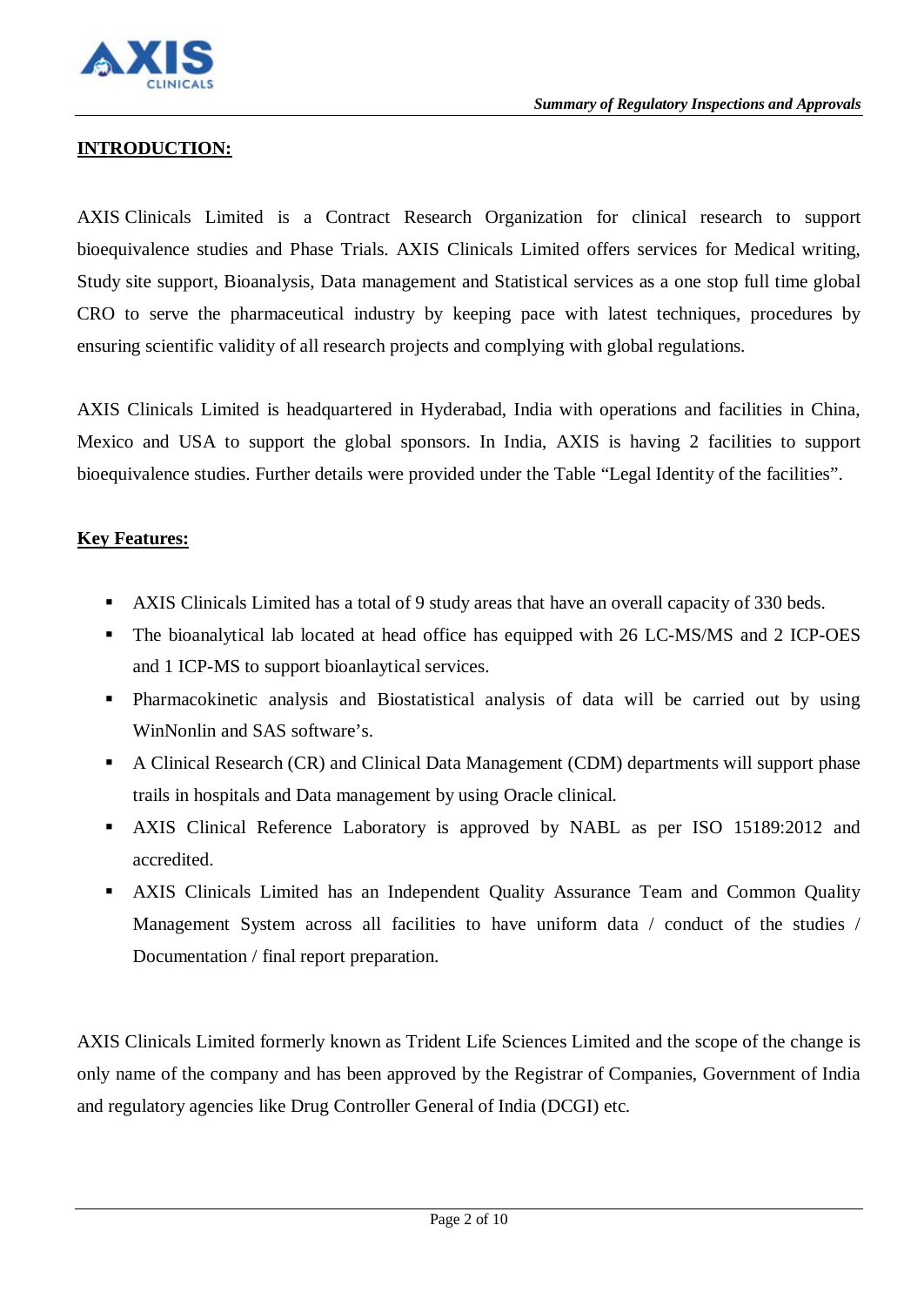## INTRODUCTION:

AXIS Clinicals Limited is a Contract Research Organization for clinical research to support bioequivalence studies and Phase Trials. AXIS Clinicals Limited offers services for Medical writing, Study site support, Bioanalysis, Data management and Statistical services as a one stop full time global CRO to serve the pharmaceutical industry by keeping pace with latest techniques, procedures by ensuring scientific validity of all research projects and complying with global regulations.

AXIS Clinicals Limited is headquartered in Hyderabad, India with operations and facilities in China, Mexico and USA to support the global sponsors. In India, AXIS is having 2 facilities to support bioequivalence studies. Further details were provided under the Table "Legal Identity of the facilities".

## Key Features:

- AXIS Clinicals Limited has a total of 9 study areas that have an overall capacity of 330 beds.
- The bioanalytical lab located at head office has equipped with 26 LC-MS/MS and 2 ICP-OES and 1 ICP-MS to support bioanlaytical services.
- Pharmacokinetic analysis and Biostatistical analysis of data will be carried out by using WinNonlin and SAS software's.
- A Clinical Research (CR) and Clinical Data Management (CDM) departments will support phase trails in hospitals and Data management by using Oracle clinical.
- AXIS Clinical Reference Laboratory is approved by NABL as per ISO 15189:2012 and accredited.
- AXIS Clinicals Limited has an Independent Quality Assurance Team and Common Quality Management System across all facilities to have uniform data / conduct of the studies / Documentation / final report preparation.

AXIS Clinicals Limited formerly known as Trident Life Sciences Limited and the scope of the change is only name of the company and has been approved by the Registrar of Companies, Government of India and regulatory agencies like Drug Controller General of India (DCGI) etc.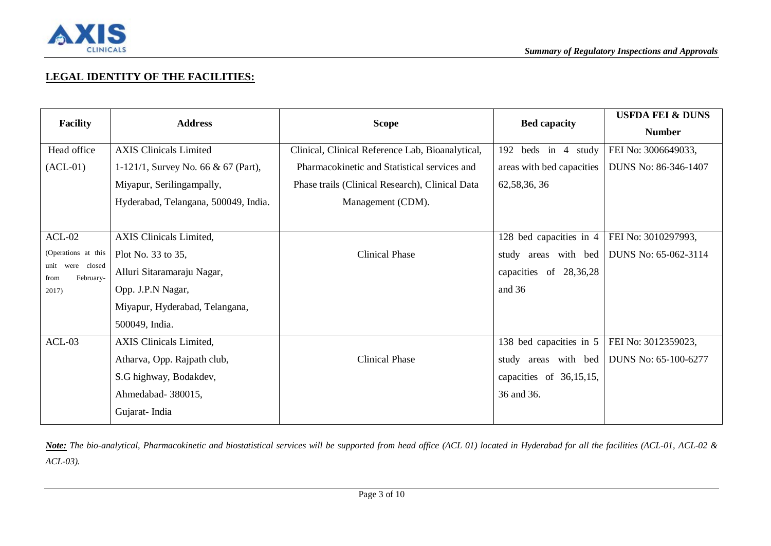**LEGAL IDENTITY OF THE FACILITIES:**

| Facility | Address | Scope | Bed capacity | USFDA FEI & DUNS Number |
|---|---|---|---|---|
| Head office (ACL-01) | AXIS Clinicals Limited 1-121/1, Survey No. 66 & 67 (Part), Miyapur, Serilingampally, Hyderabad, Telangana, 500049, India. | Clinical, Clinical Reference Lab, Bioanalytical, Pharmacokinetic and Statistical services and Phase trails (Clinical Research), Clinical Data Management (CDM). | 192 beds in 4 study areas with bed capacities 62,58,36, 36 | FEI No: 3006649033, DUNS No: 86-346-1407 |
| ACL-02 (Operations at this unit were closed from February-2017) | AXIS Clinicals Limited, Plot No. 33 to 35, Alluri Sitaramaraju Nagar, Opp. J.P.N Nagar, Miyapur, Hyderabad, Telangana, 500049, India. | Clinical Phase | 128 bed capacities in 4 study areas with bed capacities of 28,36,28 and 36 | FEI No: 3010297993, DUNS No: 65-062-3114 |
| ACL-03 | AXIS Clinicals Limited, Atharva, Opp. Rajpath club, S.G highway, Bodakdev, Ahmedabad- 380015, Gujarat- India | Clinical Phase | 138 bed capacities in 5 study areas with bed capacities of 36,15,15, 36 and 36. | FEI No: 3012359023, DUNS No: 65-100-6277 |

***Note:*** *The bio-analytical, Pharmacokinetic and biostatistical services will be supported from head office (ACL 01) located in Hyderabad for all the facilities (ACL-01, ACL-02 & ACL-03).*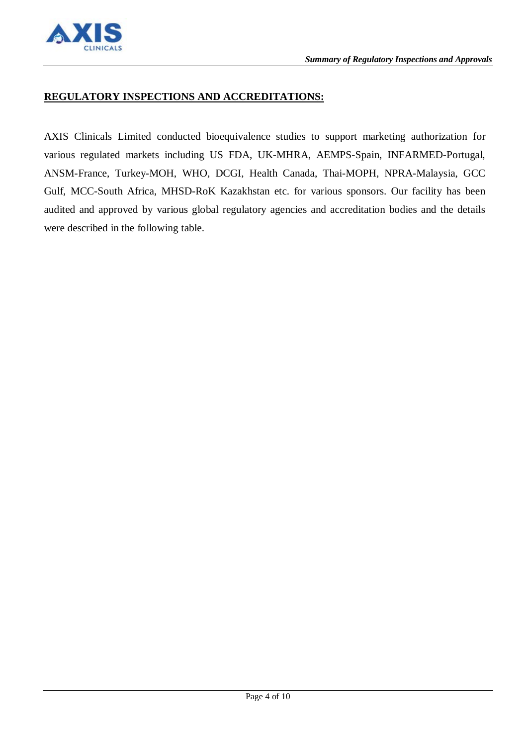## REGULATORY INSPECTIONS AND ACCREDITATIONS:

AXIS Clinicals Limited conducted bioequivalence studies to support marketing authorization for various regulated markets including US FDA, UK-MHRA, AEMPS-Spain, INFARMED-Portugal, ANSM-France, Turkey-MOH, WHO, DCGI, Health Canada, Thai-MOPH, NPRA-Malaysia, GCC Gulf, MCC-South Africa, MHSD-RoK Kazakhstan etc. for various sponsors. Our facility has been audited and approved by various global regulatory agencies and accreditation bodies and the details were described in the following table.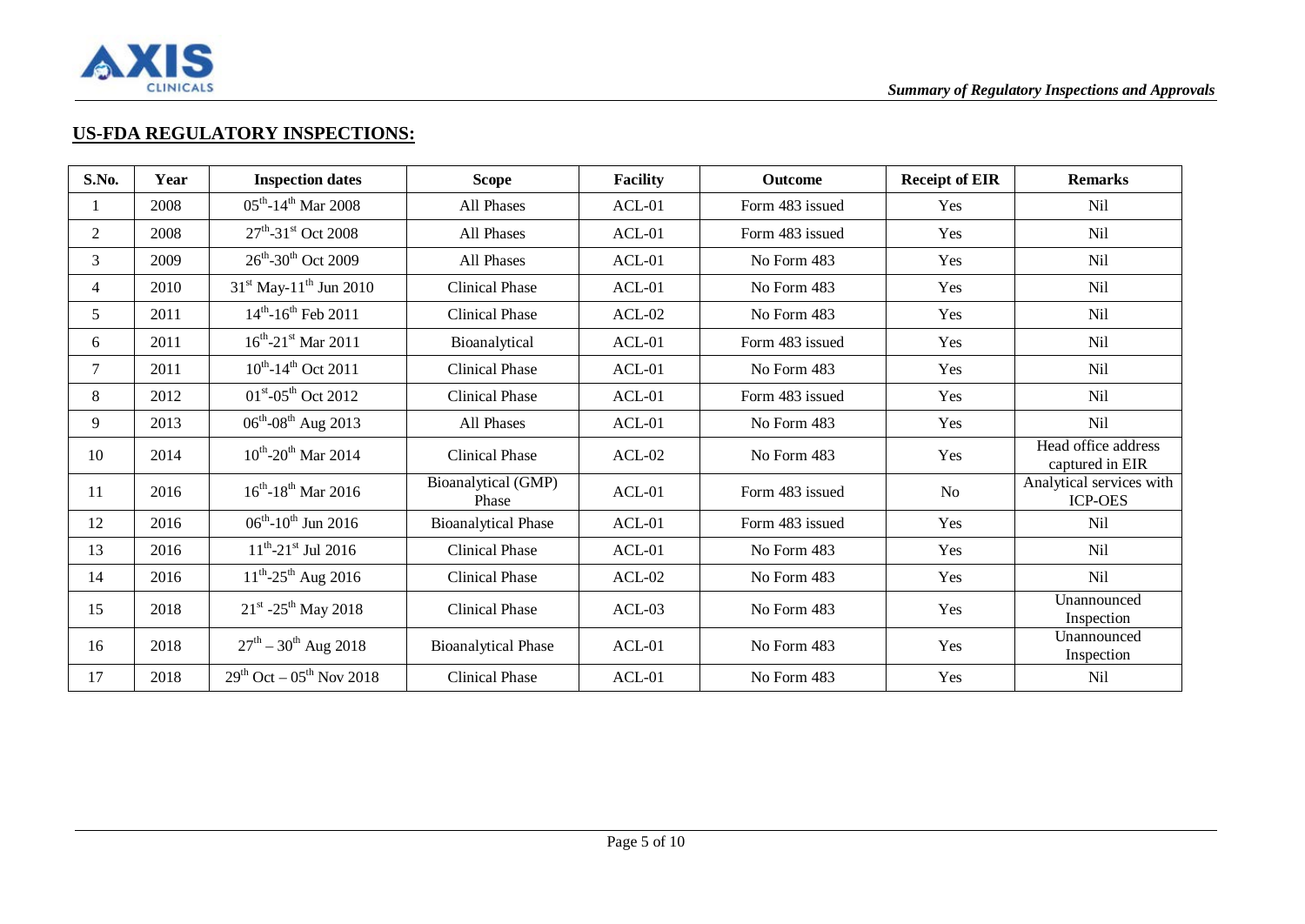## US-FDA REGULATORY INSPECTIONS:

| S.No. | Year | Inspection dates | Scope | Facility | Outcome | Receipt of EIR | Remarks |
|---|---|---|---|---|---|---|---|
| 1 | 2008 | 05th-14th Mar 2008 | All Phases | ACL-01 | Form 483 issued | Yes | Nil |
| 2 | 2008 | 27th-31st Oct 2008 | All Phases | ACL-01 | Form 483 issued | Yes | Nil |
| 3 | 2009 | 26th-30th Oct 2009 | All Phases | ACL-01 | No Form 483 | Yes | Nil |
| 4 | 2010 | 31st May-11th Jun 2010 | Clinical Phase | ACL-01 | No Form 483 | Yes | Nil |
| 5 | 2011 | 14th-16th Feb 2011 | Clinical Phase | ACL-02 | No Form 483 | Yes | Nil |
| 6 | 2011 | 16th-21st Mar 2011 | Bioanalytical | ACL-01 | Form 483 issued | Yes | Nil |
| 7 | 2011 | 10th-14th Oct 2011 | Clinical Phase | ACL-01 | No Form 483 | Yes | Nil |
| 8 | 2012 | 01st-05th Oct 2012 | Clinical Phase | ACL-01 | Form 483 issued | Yes | Nil |
| 9 | 2013 | 06th-08th Aug 2013 | All Phases | ACL-01 | No Form 483 | Yes | Nil |
| 10 | 2014 | 10th-20th Mar 2014 | Clinical Phase | ACL-02 | No Form 483 | Yes | Head office address captured in EIR |
| 11 | 2016 | 16th-18th Mar 2016 | Bioanalytical (GMP) Phase | ACL-01 | Form 483 issued | No | Analytical services with ICP-OES |
| 12 | 2016 | 06th-10th Jun 2016 | Bioanalytical Phase | ACL-01 | Form 483 issued | Yes | Nil |
| 13 | 2016 | 11th-21st Jul 2016 | Clinical Phase | ACL-01 | No Form 483 | Yes | Nil |
| 14 | 2016 | 11th-25th Aug 2016 | Clinical Phase | ACL-02 | No Form 483 | Yes | Nil |
| 15 | 2018 | 21st -25th May 2018 | Clinical Phase | ACL-03 | No Form 483 | Yes | Unannounced Inspection |
| 16 | 2018 | 27th – 30th Aug 2018 | Bioanalytical Phase | ACL-01 | No Form 483 | Yes | Unannounced Inspection |
| 17 | 2018 | 29th Oct – 05th Nov 2018 | Clinical Phase | ACL-01 | No Form 483 | Yes | Nil |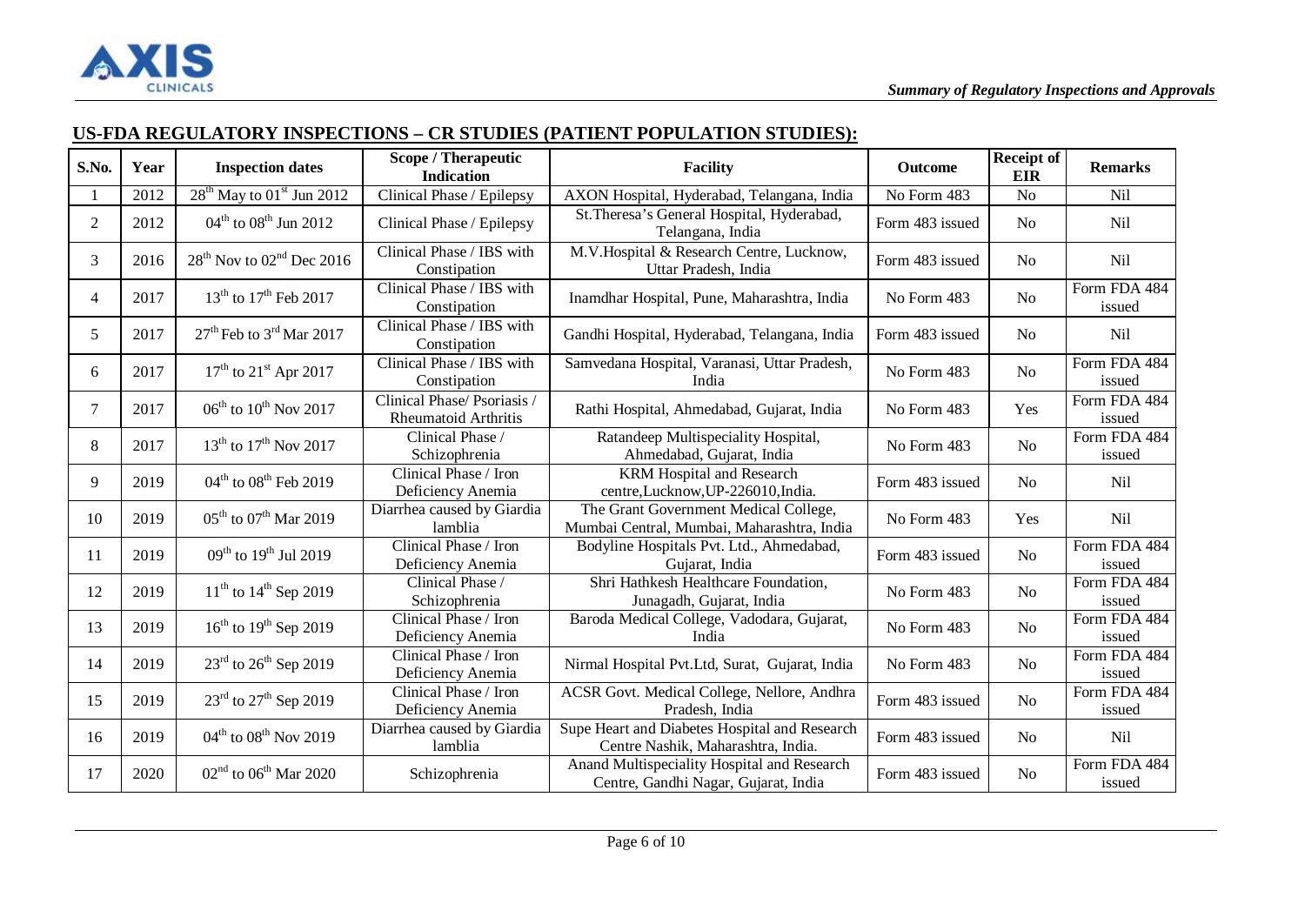## US-FDA REGULATORY INSPECTIONS – CR STUDIES (PATIENT POPULATION STUDIES):

| S.No. | Year | Inspection dates | Scope / Therapeutic Indication | Facility | Outcome | Receipt of EIR | Remarks |
|---|---|---|---|---|---|---|---|
| 1 | 2012 | 28th May to 01st Jun 2012 | Clinical Phase / Epilepsy | AXON Hospital, Hyderabad, Telangana, India | No Form 483 | No | Nil |
| 2 | 2012 | 04th to 08th Jun 2012 | Clinical Phase / Epilepsy | St.Theresa's General Hospital, Hyderabad, Telangana, India | Form 483 issued | No | Nil |
| 3 | 2016 | 28th Nov to 02nd Dec 2016 | Clinical Phase / IBS with Constipation | M.V.Hospital & Research Centre, Lucknow, Uttar Pradesh, India | Form 483 issued | No | Nil |
| 4 | 2017 | 13th to 17th Feb 2017 | Clinical Phase / IBS with Constipation | Inamdhar Hospital, Pune, Maharashtra, India | No Form 483 | No | Form FDA 484 issued |
| 5 | 2017 | 27th Feb to 3rd Mar 2017 | Clinical Phase / IBS with Constipation | Gandhi Hospital, Hyderabad, Telangana, India | Form 483 issued | No | Nil |
| 6 | 2017 | 17th to 21st Apr 2017 | Clinical Phase / IBS with Constipation | Samvedana Hospital, Varanasi, Uttar Pradesh, India | No Form 483 | No | Form FDA 484 issued |
| 7 | 2017 | 06th to 10th Nov 2017 | Clinical Phase/ Psoriasis / Rheumatoid Arthritis | Rathi Hospital, Ahmedabad, Gujarat, India | No Form 483 | Yes | Form FDA 484 issued |
| 8 | 2017 | 13th to 17th Nov 2017 | Clinical Phase / Schizophrenia | Ratandeep Multispeciality Hospital, Ahmedabad, Gujarat, India | No Form 483 | No | Form FDA 484 issued |
| 9 | 2019 | 04th to 08th Feb 2019 | Clinical Phase / Iron Deficiency Anemia | KRM Hospital and Research centre,Lucknow,UP-226010,India. | Form 483 issued | No | Nil |
| 10 | 2019 | 05th to 07th Mar 2019 | Diarrhea caused by Giardia lamblia | The Grant Government Medical College, Mumbai Central, Mumbai, Maharashtra, India | No Form 483 | Yes | Nil |
| 11 | 2019 | 09th to 19th Jul 2019 | Clinical Phase / Iron Deficiency Anemia | Bodyline Hospitals Pvt. Ltd., Ahmedabad, Gujarat, India | Form 483 issued | No | Form FDA 484 issued |
| 12 | 2019 | 11th to 14th Sep 2019 | Clinical Phase / Schizophrenia | Shri Hathkesh Healthcare Foundation, Junagadh, Gujarat, India | No Form 483 | No | Form FDA 484 issued |
| 13 | 2019 | 16th to 19th Sep 2019 | Clinical Phase / Iron Deficiency Anemia | Baroda Medical College, Vadodara, Gujarat, India | No Form 483 | No | Form FDA 484 issued |
| 14 | 2019 | 23rd to 26th Sep 2019 | Clinical Phase / Iron Deficiency Anemia | Nirmal Hospital Pvt.Ltd, Surat, Gujarat, India | No Form 483 | No | Form FDA 484 issued |
| 15 | 2019 | 23rd to 27th Sep 2019 | Clinical Phase / Iron Deficiency Anemia | ACSR Govt. Medical College, Nellore, Andhra Pradesh, India | Form 483 issued | No | Form FDA 484 issued |
| 16 | 2019 | 04th to 08th Nov 2019 | Diarrhea caused by Giardia lamblia | Supe Heart and Diabetes Hospital and Research Centre Nashik, Maharashtra, India. | Form 483 issued | No | Nil |
| 17 | 2020 | 02nd to 06th Mar 2020 | Schizophrenia | Anand Multispeciality Hospital and Research Centre, Gandhi Nagar, Gujarat, India | Form 483 issued | No | Form FDA 484 issued |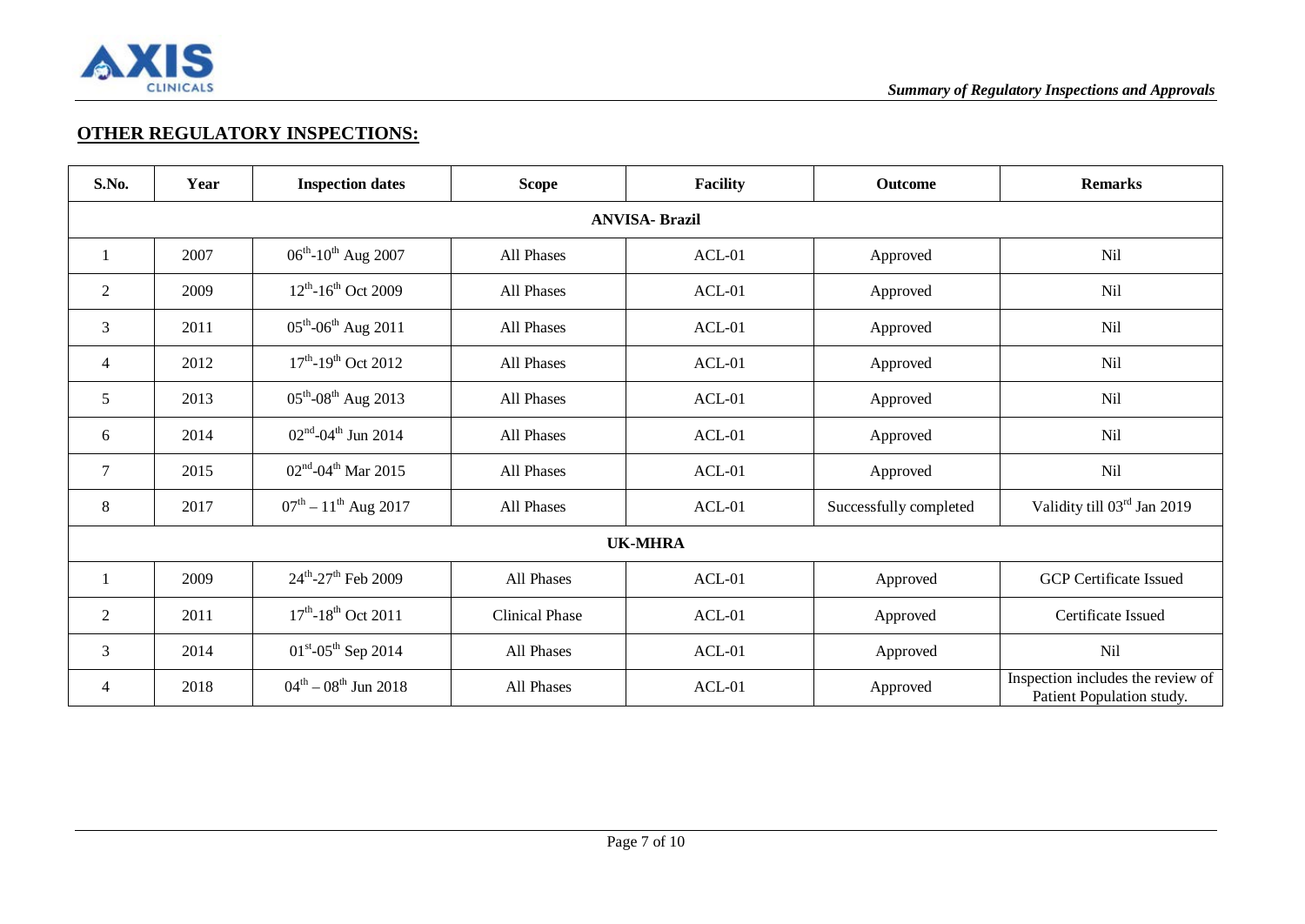## OTHER REGULATORY INSPECTIONS:

| S.No. | Year | Inspection dates | Scope | Facility | Outcome | Remarks |
|---|---|---|---|---|---|---|
| **ANVISA- Brazil** | | | | | | |
| 1 | 2007 | 06th-10th Aug 2007 | All Phases | ACL-01 | Approved | Nil |
| 2 | 2009 | 12th-16th Oct 2009 | All Phases | ACL-01 | Approved | Nil |
| 3 | 2011 | 05th-06th Aug 2011 | All Phases | ACL-01 | Approved | Nil |
| 4 | 2012 | 17th-19th Oct 2012 | All Phases | ACL-01 | Approved | Nil |
| 5 | 2013 | 05th-08th Aug 2013 | All Phases | ACL-01 | Approved | Nil |
| 6 | 2014 | 02nd-04th Jun 2014 | All Phases | ACL-01 | Approved | Nil |
| 7 | 2015 | 02nd-04th Mar 2015 | All Phases | ACL-01 | Approved | Nil |
| 8 | 2017 | 07th – 11th Aug 2017 | All Phases | ACL-01 | Successfully completed | Validity till 03rd Jan 2019 |
| **UK-MHRA** | | | | | | |
| 1 | 2009 | 24th-27th Feb 2009 | All Phases | ACL-01 | Approved | GCP Certificate Issued |
| 2 | 2011 | 17th-18th Oct 2011 | Clinical Phase | ACL-01 | Approved | Certificate Issued |
| 3 | 2014 | 01st-05th Sep 2014 | All Phases | ACL-01 | Approved | Nil |
| 4 | 2018 | 04th – 08th Jun 2018 | All Phases | ACL-01 | Approved | Inspection includes the review of Patient Population study. |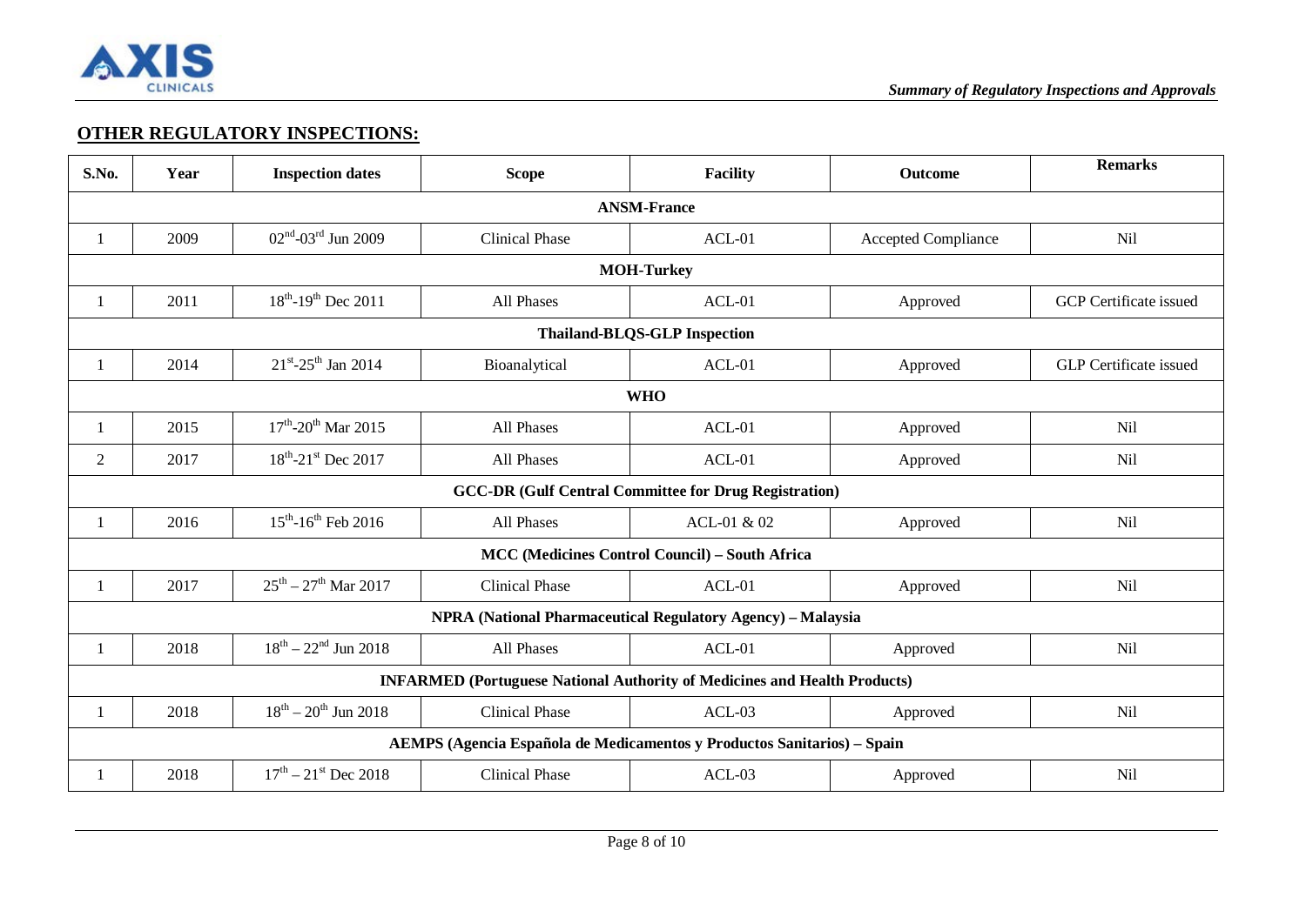## OTHER REGULATORY INSPECTIONS:

| S.No. | Year | Inspection dates | Scope | Facility | Outcome | Remarks |
|---|---|---|---|---|---|---|
| **ANSM-France** | | | | | | |
| 1 | 2009 | 02nd-03rd Jun 2009 | Clinical Phase | ACL-01 | Accepted Compliance | Nil |
| **MOH-Turkey** | | | | | | |
| 1 | 2011 | 18th-19th Dec 2011 | All Phases | ACL-01 | Approved | GCP Certificate issued |
| **Thailand-BLQS-GLP Inspection** | | | | | | |
| 1 | 2014 | 21st-25th Jan 2014 | Bioanalytical | ACL-01 | Approved | GLP Certificate issued |
| **WHO** | | | | | | |
| 1 | 2015 | 17th-20th Mar 2015 | All Phases | ACL-01 | Approved | Nil |
| 2 | 2017 | 18th-21st Dec 2017 | All Phases | ACL-01 | Approved | Nil |
| **GCC-DR (Gulf Central Committee for Drug Registration)** | | | | | | |
| 1 | 2016 | 15th-16th Feb 2016 | All Phases | ACL-01 & 02 | Approved | Nil |
| **MCC (Medicines Control Council) – South Africa** | | | | | | |
| 1 | 2017 | 25th – 27th Mar 2017 | Clinical Phase | ACL-01 | Approved | Nil |
| **NPRA (National Pharmaceutical Regulatory Agency) – Malaysia** | | | | | | |
| 1 | 2018 | 18th – 22nd Jun 2018 | All Phases | ACL-01 | Approved | Nil |
| **INFARMED (Portuguese National Authority of Medicines and Health Products)** | | | | | | |
| 1 | 2018 | 18th – 20th Jun 2018 | Clinical Phase | ACL-03 | Approved | Nil |
| **AEMPS (Agencia Española de Medicamentos y Productos Sanitarios) – Spain** | | | | | | |
| 1 | 2018 | 17th – 21st Dec 2018 | Clinical Phase | ACL-03 | Approved | Nil |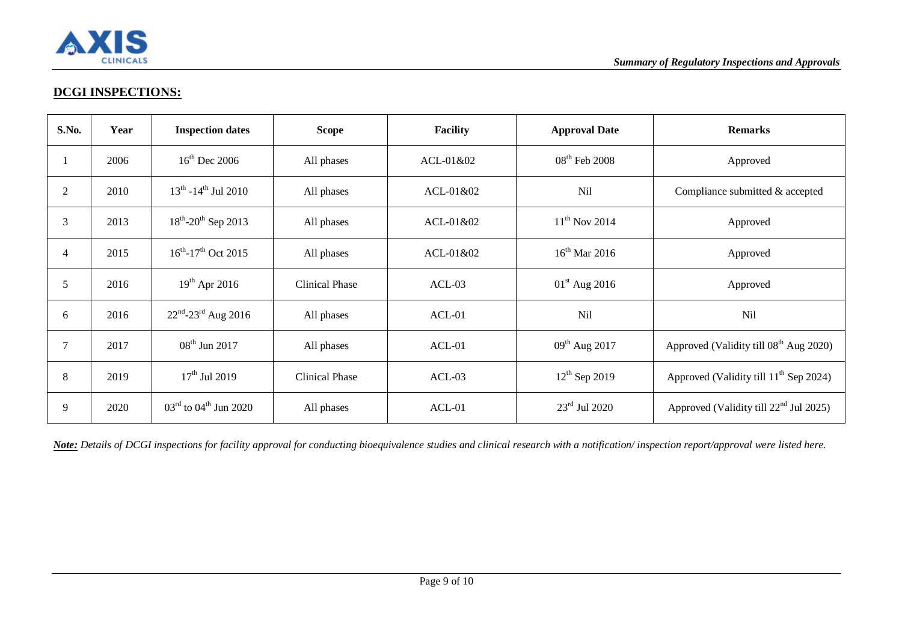## DCGI INSPECTIONS:

| S.No. | Year | Inspection dates | Scope | Facility | Approval Date | Remarks |
|---|---|---|---|---|---|---|
| 1 | 2006 | 16th Dec 2006 | All phases | ACL-01&02 | 08th Feb 2008 | Approved |
| 2 | 2010 | 13th -14th Jul 2010 | All phases | ACL-01&02 | Nil | Compliance submitted & accepted |
| 3 | 2013 | 18th-20th Sep 2013 | All phases | ACL-01&02 | 11th Nov 2014 | Approved |
| 4 | 2015 | 16th-17th Oct 2015 | All phases | ACL-01&02 | 16th Mar 2016 | Approved |
| 5 | 2016 | 19th Apr 2016 | Clinical Phase | ACL-03 | 01st Aug 2016 | Approved |
| 6 | 2016 | 22nd-23rd Aug 2016 | All phases | ACL-01 | Nil | Nil |
| 7 | 2017 | 08th Jun 2017 | All phases | ACL-01 | 09th Aug 2017 | Approved (Validity till 08th Aug 2020) |
| 8 | 2019 | 17th Jul 2019 | Clinical Phase | ACL-03 | 12th Sep 2019 | Approved (Validity till 11th Sep 2024) |
| 9 | 2020 | 03rd to 04th Jun 2020 | All phases | ACL-01 | 23rd Jul 2020 | Approved (Validity till 22nd Jul 2025) |

***Note:*** *Details of DCGI inspections for facility approval for conducting bioequivalence studies and clinical research with a notification/ inspection report/approval were listed here.*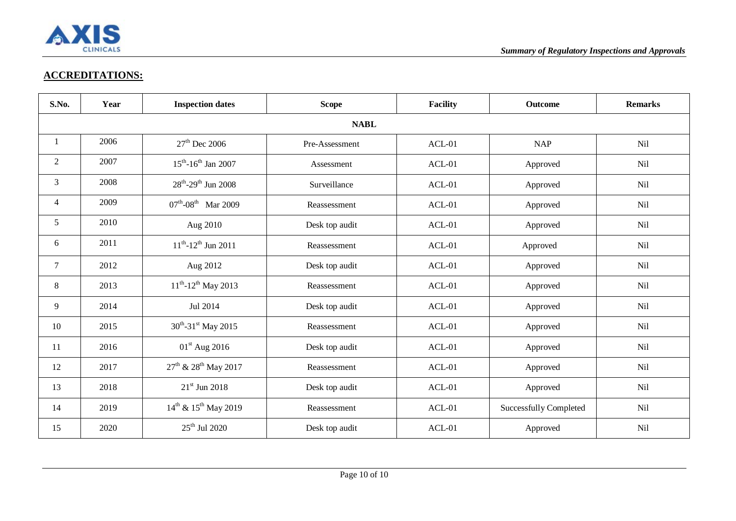## ACCREDITATIONS:

| S.No. | Year | Inspection dates | Scope | Facility | Outcome | Remarks |
|---|---|---|---|---|---|---|
| **NABL** | | | | | | |
| 1 | 2006 | 27th Dec 2006 | Pre-Assessment | ACL-01 | NAP | Nil |
| 2 | 2007 | 15th-16th Jan 2007 | Assessment | ACL-01 | Approved | Nil |
| 3 | 2008 | 28th-29th Jun 2008 | Surveillance | ACL-01 | Approved | Nil |
| 4 | 2009 | 07th-08th Mar 2009 | Reassessment | ACL-01 | Approved | Nil |
| 5 | 2010 | Aug 2010 | Desk top audit | ACL-01 | Approved | Nil |
| 6 | 2011 | 11th-12th Jun 2011 | Reassessment | ACL-01 | Approved | Nil |
| 7 | 2012 | Aug 2012 | Desk top audit | ACL-01 | Approved | Nil |
| 8 | 2013 | 11th-12th May 2013 | Reassessment | ACL-01 | Approved | Nil |
| 9 | 2014 | Jul 2014 | Desk top audit | ACL-01 | Approved | Nil |
| 10 | 2015 | 30th-31st May 2015 | Reassessment | ACL-01 | Approved | Nil |
| 11 | 2016 | 01st Aug 2016 | Desk top audit | ACL-01 | Approved | Nil |
| 12 | 2017 | 27th & 28th May 2017 | Reassessment | ACL-01 | Approved | Nil |
| 13 | 2018 | 21st Jun 2018 | Desk top audit | ACL-01 | Approved | Nil |
| 14 | 2019 | 14th & 15th May 2019 | Reassessment | ACL-01 | Successfully Completed | Nil |
| 15 | 2020 | 25th Jul 2020 | Desk top audit | ACL-01 | Approved | Nil |